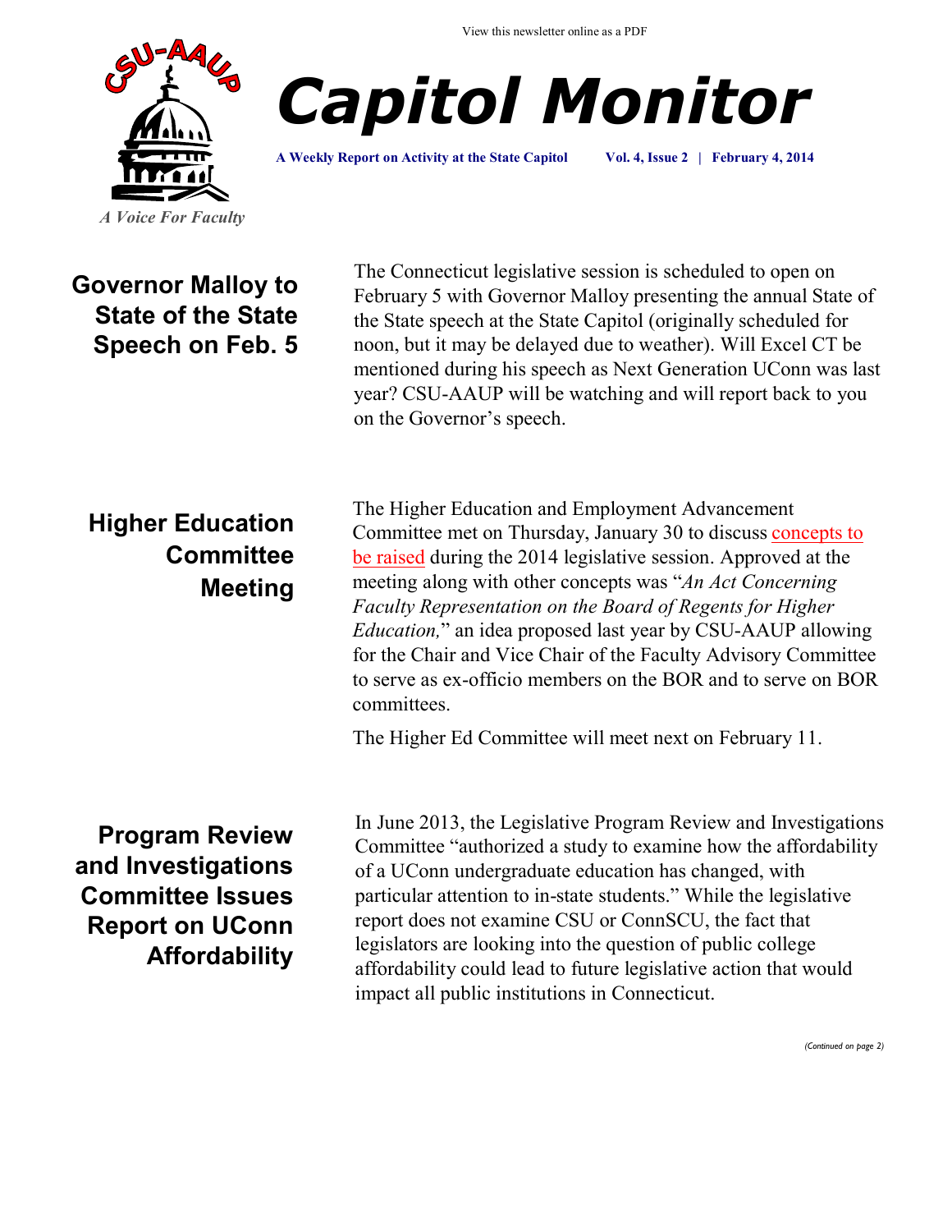View this newsletter online as a PDF

CSU-AAUP

*A Voice For Faculty*

# Capitol Monitor

**A Weekly Report on Activity at the State Capitol** **Vol. 4, Issue 2 | February 4, 2014**

## Governor Malloy to State of the State Speech on Feb. 5

The Connecticut legislative session is scheduled to open on February 5 with Governor Malloy presenting the annual State of the State speech at the State Capitol (originally scheduled for noon, but it may be delayed due to weather). Will Excel CT be mentioned during his speech as Next Generation UConn was last year? CSU-AAUP will be watching and will report back to you on the Governor's speech.

## Higher Education Committee Meeting

The Higher Education and Employment Advancement Committee met on Thursday, January 30 to discuss concepts to be raised during the 2014 legislative session. Approved at the meeting along with other concepts was "*An Act Concerning Faculty Representation on the Board of Regents for Higher Education,*" an idea proposed last year by CSU-AAUP allowing for the Chair and Vice Chair of the Faculty Advisory Committee to serve as ex-officio members on the BOR and to serve on BOR committees.

The Higher Ed Committee will meet next on February 11.

## Program Review and Investigations Committee Issues Report on UConn Affordability

In June 2013, the Legislative Program Review and Investigations Committee "authorized a study to examine how the affordability of a UConn undergraduate education has changed, with particular attention to in-state students." While the legislative report does not examine CSU or ConnSCU, the fact that legislators are looking into the question of public college affordability could lead to future legislative action that would impact all public institutions in Connecticut.

*(Continued on page 2)*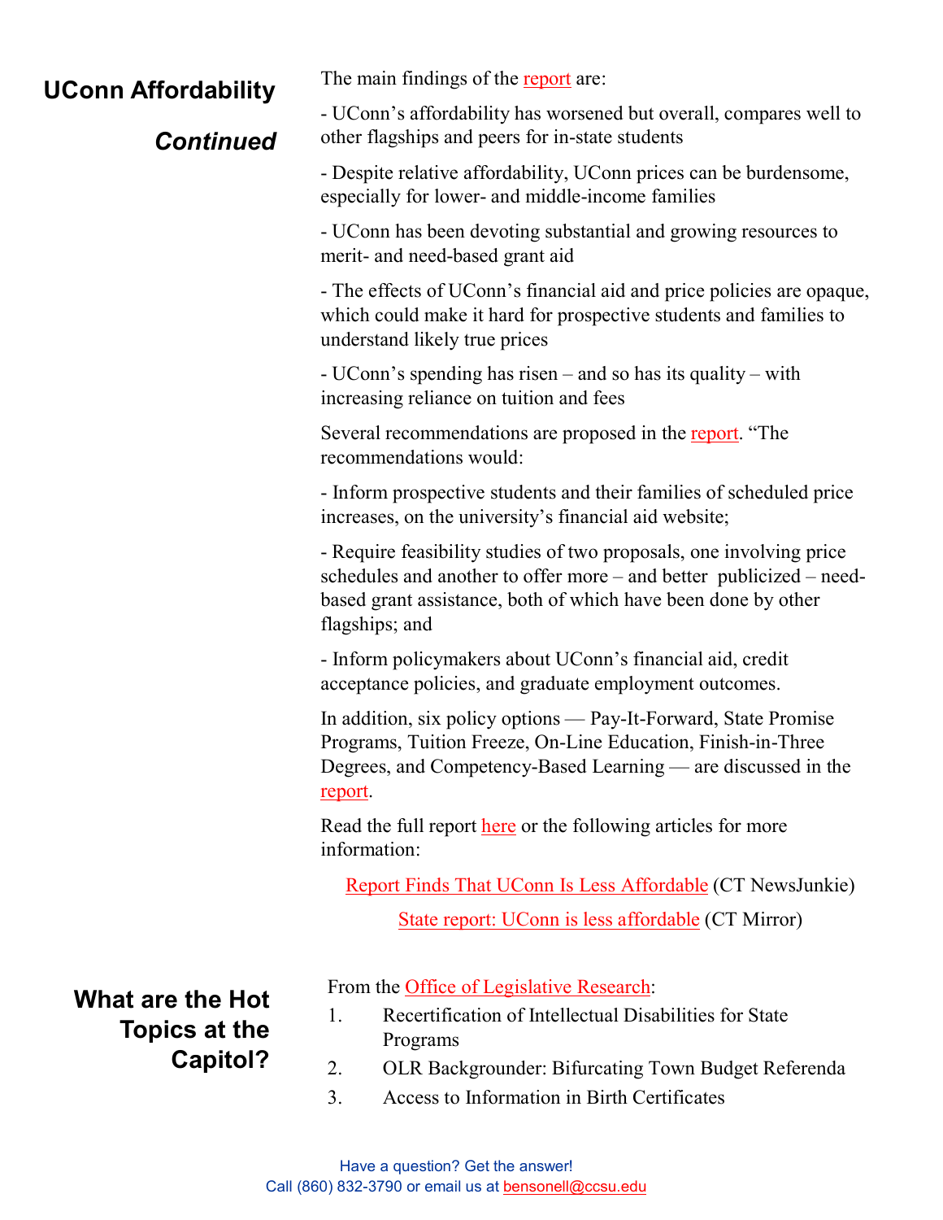## UConn Affordability *Continued*

The main findings of the report are:

- UConn's affordability has worsened but overall, compares well to other flagships and peers for in-state students

- Despite relative affordability, UConn prices can be burdensome, especially for lower- and middle-income families

- UConn has been devoting substantial and growing resources to merit- and need-based grant aid

- The effects of UConn's financial aid and price policies are opaque, which could make it hard for prospective students and families to understand likely true prices

- UConn's spending has risen – and so has its quality – with increasing reliance on tuition and fees

Several recommendations are proposed in the report. "The recommendations would:

- Inform prospective students and their families of scheduled price increases, on the university's financial aid website;

- Require feasibility studies of two proposals, one involving price schedules and another to offer more – and better publicized – need-based grant assistance, both of which have been done by other flagships; and

- Inform policymakers about UConn's financial aid, credit acceptance policies, and graduate employment outcomes.

In addition, six policy options — Pay-It-Forward, State Promise Programs, Tuition Freeze, On-Line Education, Finish-in-Three Degrees, and Competency-Based Learning — are discussed in the report.

Read the full report here or the following articles for more information:

Report Finds That UConn Is Less Affordable (CT NewsJunkie)

State report: UConn is less affordable (CT Mirror)

## What are the Hot Topics at the Capitol?

From the Office of Legislative Research:

1. Recertification of Intellectual Disabilities for State Programs
2. OLR Backgrounder: Bifurcating Town Budget Referenda
3. Access to Information in Birth Certificates

Have a question? Get the answer!
Call (860) 832-3790 or email us at bensonell@ccsu.edu